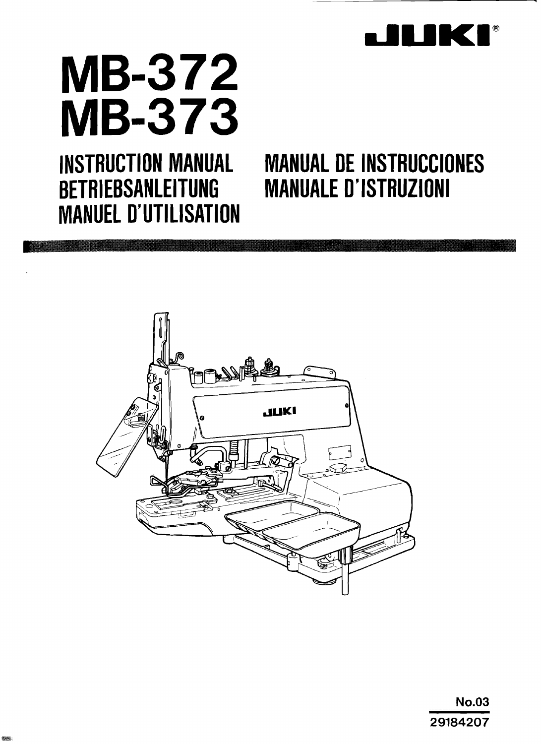JUKI®

# MB-372
# MB-373

## INSTRUCTION MANUAL
## BETRIEBSANLEITUNG
## MANUEL D'UTILISATION
## MANUAL DE INSTRUCCIONES
## MANUALE D'ISTRUZIONI

No.03

29184207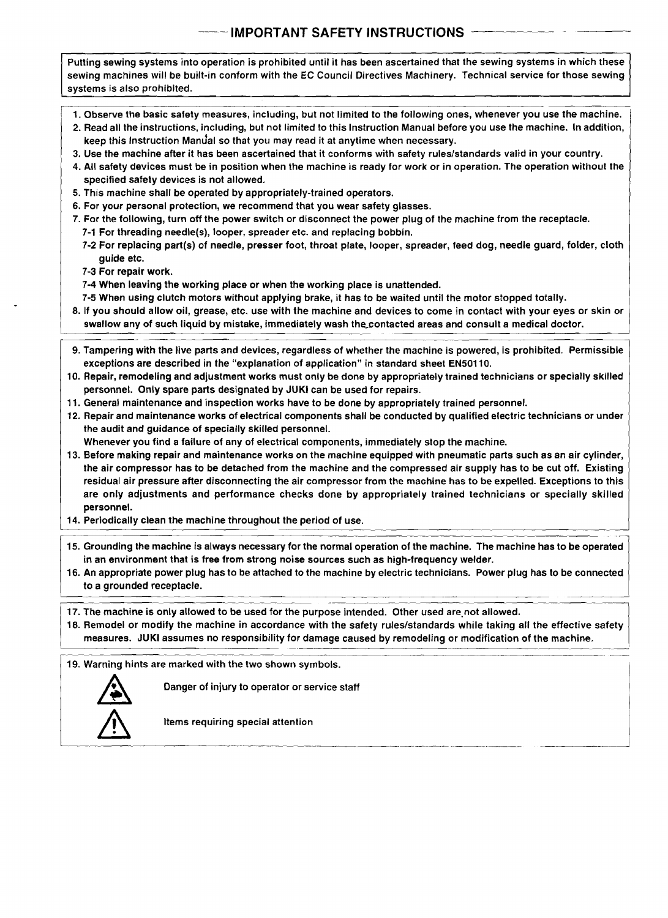# IMPORTANT SAFETY INSTRUCTIONS

**Putting sewing systems into operation is prohibited until it has been ascertained that the sewing systems in which these sewing machines will be built-in conform with the EC Council Directives Machinery. Technical service for those sewing systems is also prohibited.**

1. Observe the basic safety measures, including, but not limited to the following ones, whenever you use the machine.
2. Read all the instructions, including, but not limited to this Instruction Manual before you use the machine. In addition, keep this Instruction Manual so that you may read it at anytime when necessary.
3. Use the machine after it has been ascertained that it conforms with safety rules/standards valid in your country.
4. All safety devices must be in position when the machine is ready for work or in operation. The operation without the specified safety devices is not allowed.
5. This machine shall be operated by appropriately-trained operators.
6. For your personal protection, we recommend that you wear safety glasses.
7. For the following, turn off the power switch or disconnect the power plug of the machine from the receptacle.
   - 7-1 For threading needle(s), looper, spreader etc. and replacing bobbin.
   - 7-2 For replacing part(s) of needle, presser foot, throat plate, looper, spreader, feed dog, needle guard, folder, cloth guide etc.
   - 7-3 For repair work.
   - 7-4 When leaving the working place or when the working place is unattended.
   - 7-5 When using clutch motors without applying brake, it has to be waited until the motor stopped totally.
8. If you should allow oil, grease, etc. use with the machine and devices to come in contact with your eyes or skin or swallow any of such liquid by mistake, immediately wash the contacted areas and consult a medical doctor.

9. Tampering with the live parts and devices, regardless of whether the machine is powered, is prohibited. Permissible exceptions are described in the "explanation of application" in standard sheet EN50110.
10. Repair, remodeling and adjustment works must only be done by appropriately trained technicians or specially skilled personnel. Only spare parts designated by JUKI can be used for repairs.
11. General maintenance and inspection works have to be done by appropriately trained personnel.
12. Repair and maintenance works of electrical components shall be conducted by qualified electric technicians or under the audit and guidance of specially skilled personnel.
    Whenever you find a failure of any of electrical components, immediately stop the machine.
13. Before making repair and maintenance works on the machine equipped with pneumatic parts such as an air cylinder, the air compressor has to be detached from the machine and the compressed air supply has to be cut off. Existing residual air pressure after disconnecting the air compressor from the machine has to be expelled. Exceptions to this are only adjustments and performance checks done by appropriately trained technicians or specially skilled personnel.
14. Periodically clean the machine throughout the period of use.

15. Grounding the machine is always necessary for the normal operation of the machine. The machine has to be operated in an environment that is free from strong noise sources such as high-frequency welder.
16. An appropriate power plug has to be attached to the machine by electric technicians. Power plug has to be connected to a grounded receptacle.

17. The machine is only allowed to be used for the purpose intended. Other used are not allowed.
18. Remodel or modify the machine in accordance with the safety rules/standards while taking all the effective safety measures. JUKI assumes no responsibility for damage caused by remodeling or modification of the machine.

19. Warning hints are marked with the two shown symbols.

   Danger of injury to operator or service staff

   Items requiring special attention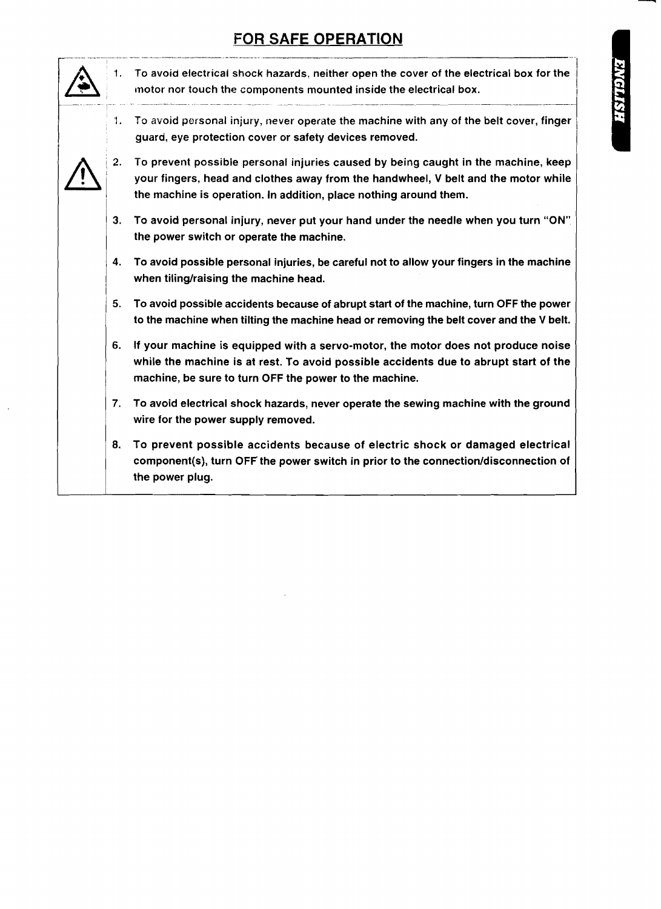# FOR SAFE OPERATION

1. To avoid electrical shock hazards, neither open the cover of the electrical box for the motor nor touch the components mounted inside the electrical box.

---

1. To avoid personal injury, never operate the machine with any of the belt cover, finger guard, eye protection cover or safety devices removed.
2. To prevent possible personal injuries caused by being caught in the machine, keep your fingers, head and clothes away from the handwheel, V belt and the motor while the machine is operation. In addition, place nothing around them.
3. To avoid personal injury, never put your hand under the needle when you turn "ON" the power switch or operate the machine.
4. To avoid possible personal injuries, be careful not to allow your fingers in the machine when tiling/raising the machine head.
5. To avoid possible accidents because of abrupt start of the machine, turn OFF the power to the machine when tilting the machine head or removing the belt cover and the V belt.
6. If your machine is equipped with a servo-motor, the motor does not produce noise while the machine is at rest. To avoid possible accidents due to abrupt start of the machine, be sure to turn OFF the power to the machine.
7. To avoid electrical shock hazards, never operate the sewing machine with the ground wire for the power supply removed.
8. To prevent possible accidents because of electric shock or damaged electrical component(s), turn OFF the power switch in prior to the connection/disconnection of the power plug.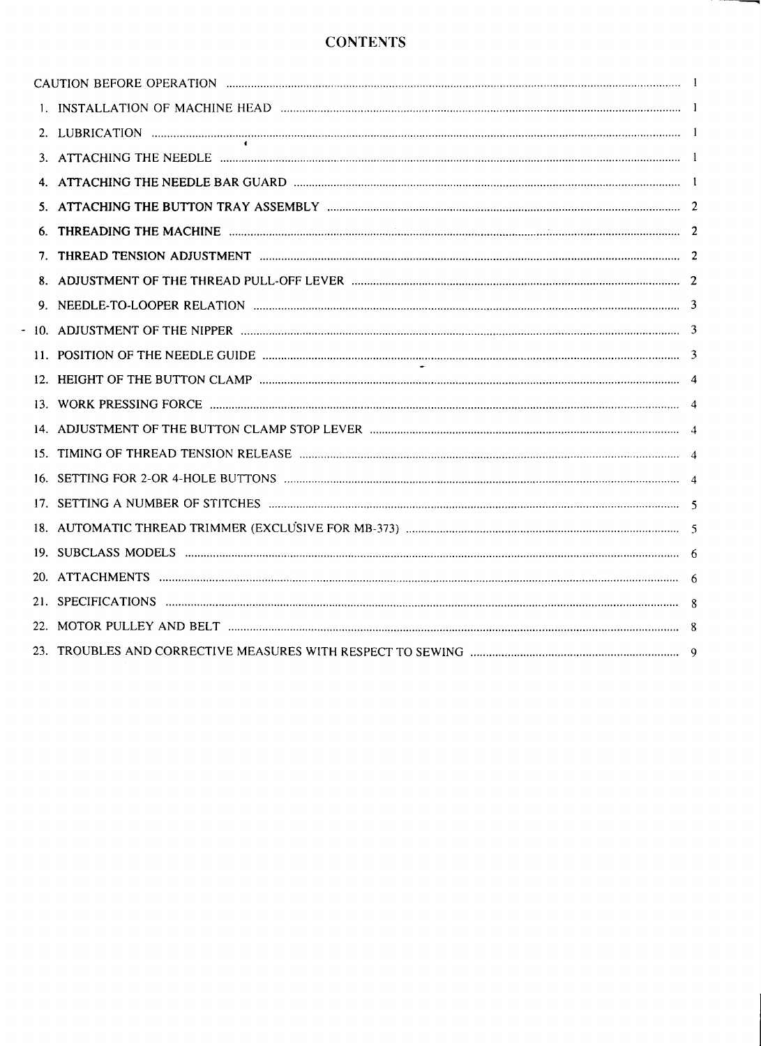# CONTENTS

| | |
|---|---|
| CAUTION BEFORE OPERATION | 1 |
| 1. INSTALLATION OF MACHINE HEAD | 1 |
| 2. LUBRICATION | 1 |
| 3. ATTACHING THE NEEDLE | 1 |
| 4. ATTACHING THE NEEDLE BAR GUARD | 1 |
| 5. ATTACHING THE BUTTON TRAY ASSEMBLY | 2 |
| 6. THREADING THE MACHINE | 2 |
| 7. THREAD TENSION ADJUSTMENT | 2 |
| 8. ADJUSTMENT OF THE THREAD PULL-OFF LEVER | 2 |
| 9. NEEDLE-TO-LOOPER RELATION | 3 |
| 10. ADJUSTMENT OF THE NIPPER | 3 |
| 11. POSITION OF THE NEEDLE GUIDE | 3 |
| 12. HEIGHT OF THE BUTTON CLAMP | 4 |
| 13. WORK PRESSING FORCE | 4 |
| 14. ADJUSTMENT OF THE BUTTON CLAMP STOP LEVER | 4 |
| 15. TIMING OF THREAD TENSION RELEASE | 4 |
| 16. SETTING FOR 2-OR 4-HOLE BUTTONS | 4 |
| 17. SETTING A NUMBER OF STITCHES | 5 |
| 18. AUTOMATIC THREAD TRIMMER (EXCLUSIVE FOR MB-373) | 5 |
| 19. SUBCLASS MODELS | 6 |
| 20. ATTACHMENTS | 6 |
| 21. SPECIFICATIONS | 8 |
| 22. MOTOR PULLEY AND BELT | 8 |
| 23. TROUBLES AND CORRECTIVE MEASURES WITH RESPECT TO SEWING | 9 |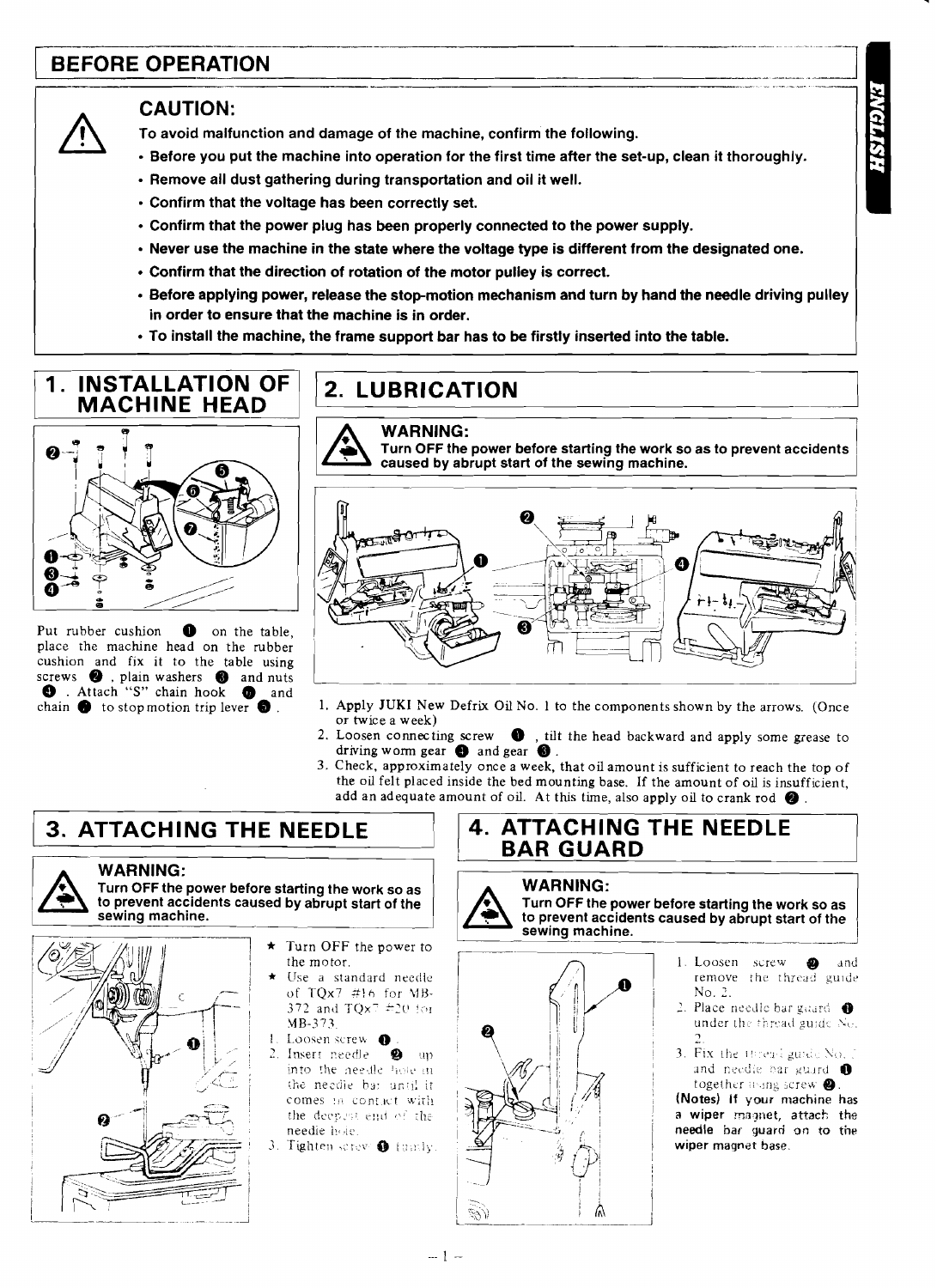## BEFORE OPERATION

**CAUTION:**

**To avoid malfunction and damage of the machine, confirm the following.**

- **Before you put the machine into operation for the first time after the set-up, clean it thoroughly.**
- **Remove all dust gathering during transportation and oil it well.**
- **Confirm that the voltage has been correctly set.**
- **Confirm that the power plug has been properly connected to the power supply.**
- **Never use the machine in the state where the voltage type is different from the designated one.**
- **Confirm that the direction of rotation of the motor pulley is correct.**
- **Before applying power, release the stop-motion mechanism and turn by hand the needle driving pulley in order to ensure that the machine is in order.**
- **To install the machine, the frame support bar has to be firstly inserted into the table.**

## 1. INSTALLATION OF MACHINE HEAD

Put rubber cushion ❶ on the table, place the machine head on the rubber cushion and fix it to the table using screws ❷, plain washers ❸ and nuts ❹. Attach "S" chain hook ❺ and chain ❻ to stop motion trip lever ❼.

## 2. LUBRICATION

**WARNING:**
**Turn OFF the power before starting the work so as to prevent accidents caused by abrupt start of the sewing machine.**

1. Apply JUKI New Defrix Oil No. 1 to the components shown by the arrows. (Once or twice a week)
2. Loosen connecting screw ❶, tilt the head backward and apply some grease to driving worm gear ❷ and gear ❸.
3. Check, approximately once a week, that oil amount is sufficient to reach the top of the oil felt placed inside the bed mounting base. If the amount of oil is insufficient, add an adequate amount of oil. At this time, also apply oil to crank rod ❹.

## 3. ATTACHING THE NEEDLE

**WARNING:**
**Turn OFF the power before starting the work so as to prevent accidents caused by abrupt start of the sewing machine.**

★ Turn OFF the power to the motor.

★ Use a standard needle of TQx7 #16 for MB-372 and TQx7 #20 for MB-373.

1. Loosen screw ❶.
2. Insert needle ❷ up into the needle hole in the needle bar until it comes in contact with the deepest end of the needle hole.
3. Tighten screw ❶ firmly.

## 4. ATTACHING THE NEEDLE BAR GUARD

**WARNING:**
**Turn OFF the power before starting the work so as to prevent accidents caused by abrupt start of the sewing machine.**

1. Loosen screw ❷ and remove the thread guide No. 2.
2. Place needle bar guard ❶ under the thread guide No. 2.
3. Fix the thread guide No. 2 and needle bar guard ❶ together using screw ❷.

**(Notes) If your machine has a wiper magnet, attach the needle bar guard on to the wiper magnet base.**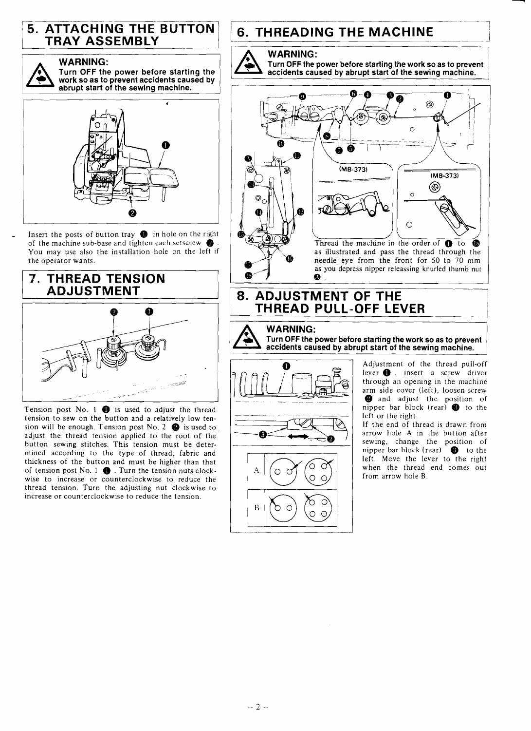## 5. ATTACHING THE BUTTON TRAY ASSEMBLY

**WARNING:**
**Turn OFF the power before starting the work so as to prevent accidents caused by abrupt start of the sewing machine.**

Insert the posts of button tray ❶ in hole on the right of the machine sub-base and tighten each setscrew ❷. You may use also the installation hole on the left if the operator wants.

## 7. THREAD TENSION ADJUSTMENT

Tension post No. 1 ❶ is used to adjust the thread tension to sew on the button and a relatively low tension will be enough. Tension post No. 2 ❷ is used to adjust the thread tension applied to the root of the button sewing stitches. This tension must be determined according to the type of thread, fabric and thickness of the button and must be higher than that of tension post No. 1 ❶. Turn the tension nuts clockwise to increase or counterclockwise to reduce the thread tension. Turn the adjusting nut clockwise to increase or counterclockwise to reduce the tension.

## 6. THREADING THE MACHINE

**WARNING:**
**Turn OFF the power before starting the work so as to prevent accidents caused by abrupt start of the sewing machine.**

(MB-373)

(MB-373)

Thread the machine in the order of ❶ to ⓲ as illustrated and pass the thread through the needle eye from the front for 60 to 70 mm as you depress nipper releassing knurled thumb nut ⓐ.

## 8. ADJUSTMENT OF THE THREAD PULL-OFF LEVER

**WARNING:**
**Turn OFF the power before starting the work so as to prevent accidents caused by abrupt start of the sewing machine.**

Adjustment of the thread pull-off lever ❶, insert a screw driver through an opening in the machine arm side cover (left), loosen screw ❷ and adjust the position of nipper bar block (rear) ❸ to the left or the right.

If the end of thread is drawn from arrow hole A in the button after sewing, change the position of nipper bar block (rear) ❸ to the left. Move the lever to the right when the thread end comes out from arrow hole B.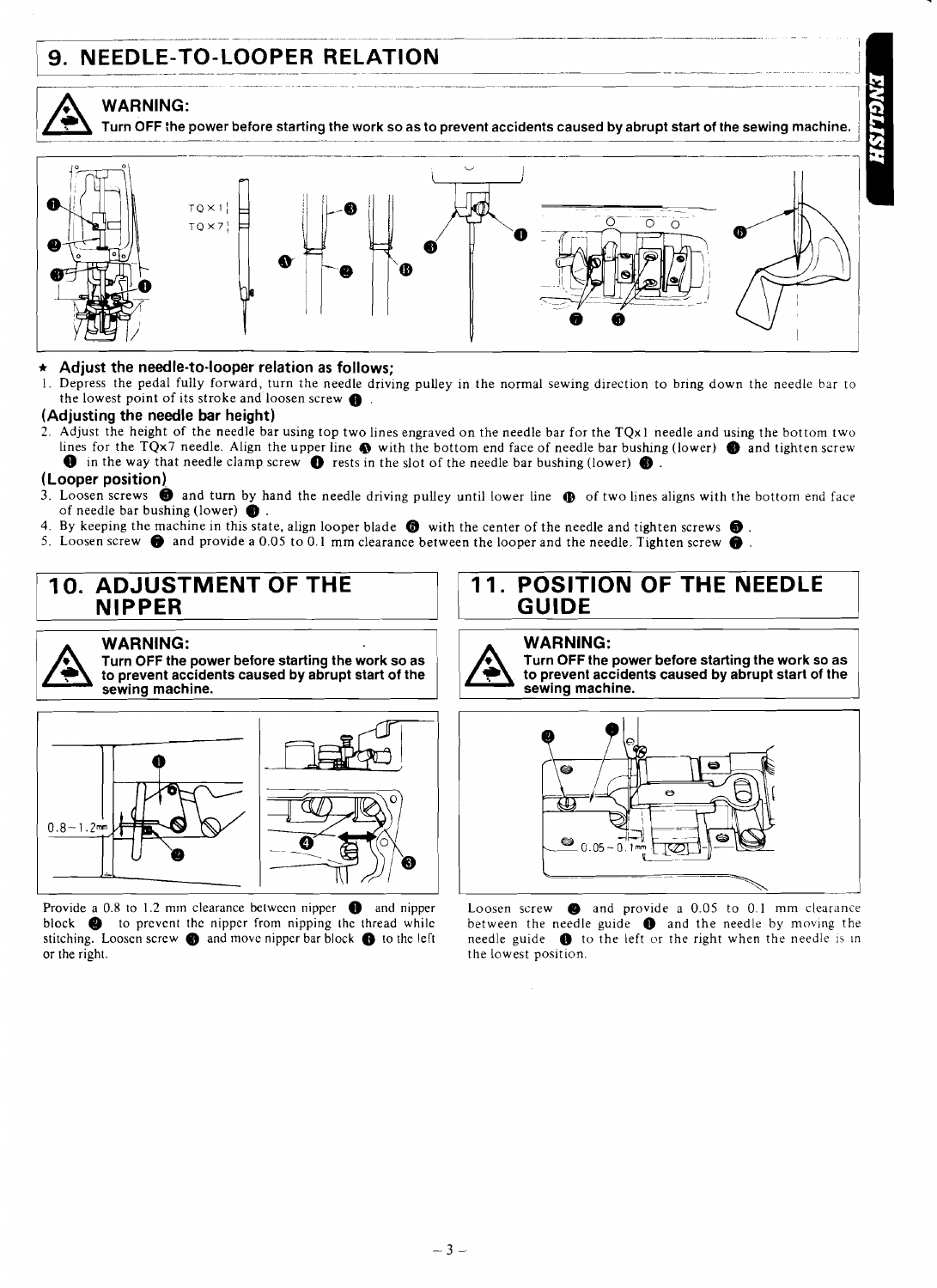## 9. NEEDLE-TO-LOOPER RELATION

**WARNING:**
**Turn OFF the power before starting the work so as to prevent accidents caused by abrupt start of the sewing machine.**

**★ Adjust the needle-to-looper relation as follows;**

1. Depress the pedal fully forward, turn the needle driving pulley in the normal sewing direction to bring down the needle bar to the lowest point of its stroke and loosen screw ❶ .

**(Adjusting the needle bar height)**

2. Adjust the height of the needle bar using top two lines engraved on the needle bar for the TQx1 needle and using the bottom two lines for the TQx7 needle. Align the upper line Ⓐ with the bottom end face of needle bar bushing (lower) ❸ and tighten screw ❶ in the way that needle clamp screw ❹ rests in the slot of the needle bar bushing (lower) ❸ .

**(Looper position)**

3. Loosen screws ❺ and turn by hand the needle driving pulley until lower line Ⓑ of two lines aligns with the bottom end face of needle bar bushing (lower) ❸ .
4. By keeping the machine in this state, align looper blade ❻ with the center of the needle and tighten screws ❺ .
5. Loosen screw ❼ and provide a 0.05 to 0.1 mm clearance between the looper and the needle. Tighten screw ❼ .

## 10. ADJUSTMENT OF THE NIPPER

**WARNING:**
**Turn OFF the power before starting the work so as to prevent accidents caused by abrupt start of the sewing machine.**

Provide a 0.8 to 1.2 mm clearance between nipper ❶ and nipper block ❷ to prevent the nipper from nipping the thread while stitching. Loosen screw ❸ and move nipper bar block ❹ to the left or the right.

## 11. POSITION OF THE NEEDLE GUIDE

**WARNING:**
**Turn OFF the power before starting the work so as to prevent accidents caused by abrupt start of the sewing machine.**

Loosen screw ❷ and provide a 0.05 to 0.1 mm clearance between the needle guide ❶ and the needle by moving the needle guide ❶ to the left or the right when the needle is in the lowest position.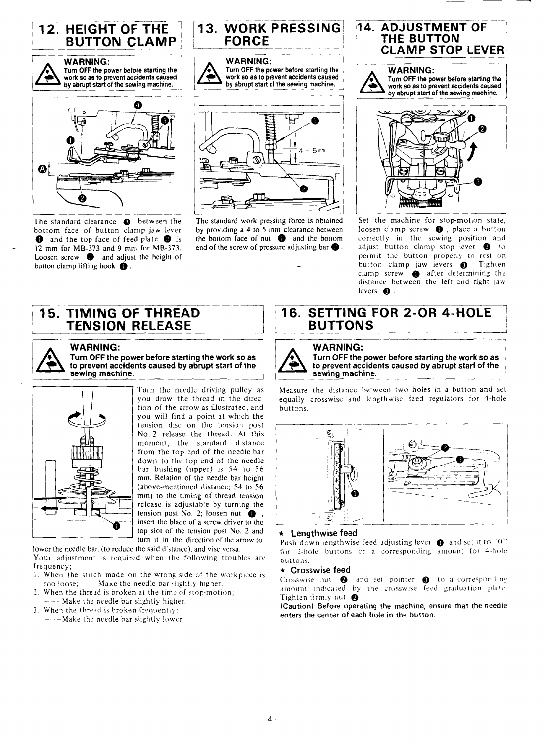## 12. HEIGHT OF THE BUTTON CLAMP

**WARNING:**
**Turn OFF the power before starting the work so as to prevent accidents caused by abrupt start of the sewing machine.**

The standard clearance Ⓐ between the bottom face of button clamp jaw lever ❶ and the top face of feed plate ❷ is 12 mm for MB-373 and 9 mm for MB-373. Loosen screw ❸ and adjust the height of button clamp lifting hook ❹.

## 13. WORK PRESSING FORCE

**WARNING:**
**Turn OFF the power before starting the work so as to prevent accidents caused by abrupt start of the sewing machine.**

The standard work pressing force is obtained by providing a 4 to 5 mm clearance between the bottom face of nut ❶ and the bottom end of the screw of pressure adjusting bar ❷.

## 14. ADJUSTMENT OF THE BUTTON CLAMP STOP LEVER

**WARNING:**
**Turn OFF the power before starting the work so as to prevent accidents caused by abrupt start of the sewing machine.**

Set the machine for stop-motion state, loosen clamp screw ❶, place a button correctly in the sewing position and adjust button clamp stop lever ❷ to permit the button properly to rest on button clamp jaw levers ❸. Tighten clamp screw ❶ after determining the distance between the left and right jaw levers ❸.

## 15. TIMING OF THREAD TENSION RELEASE

**WARNING:**
**Turn OFF the power before starting the work so as to prevent accidents caused by abrupt start of the sewing machine.**

Turn the needle driving pulley as you draw the thread in the direction of the arrow as illustrated, and you will find a point at which the tension disc on the tension post No. 2 release the thread. At this moment, the standard distance from the top end of the needle bar down to the top end of the needle bar bushing (upper) is 54 to 56 mm. Relation of the needle bar height (above-mentioned distance; 54 to 56 mm) to the timing of thread tension release is adjustable by turning the tension post No. 2; loosen nut ❶, insert the blade of a screw driver to the top slot of the tension post No. 2 and turn it in the direction of the arrow to lower the needle bar, (to reduce the said distance), and vise versa.

Your adjustment is required when the following troubles are frequency;

1. When the stitch made on the wrong side of the workpiece is too loose; ---Make the needle bar slightly higher.
2. When the thread is broken at the time of stop-motion; ---Make the needle bar slightly higher.
3. When the thread is broken frequently; ---Make the needle bar slightly lower.

## 16. SETTING FOR 2-OR 4-HOLE BUTTONS

**WARNING:**
**Turn OFF the power before starting the work so as to prevent accidents caused by abrupt start of the sewing machine.**

Measure the distance between two holes in a button and set equally crosswise and lengthwise feed regulators for 4-hole buttons.

**★ Lengthwise feed**

Push down lengthwise feed adjusting lever ❶ and set it to "0" for 2-hole buttons or a corresponding amount for 4-hole buttons.

**★ Crosswise feed**

Crosswise nut ❷ and set pointer ❸ to a corresponding amount indicated by the crosswise feed graduation plate. Tighten firmly nut ❷.

**(Caution) Before operating the machine, ensure that the needle enters the center of each hole in the button.**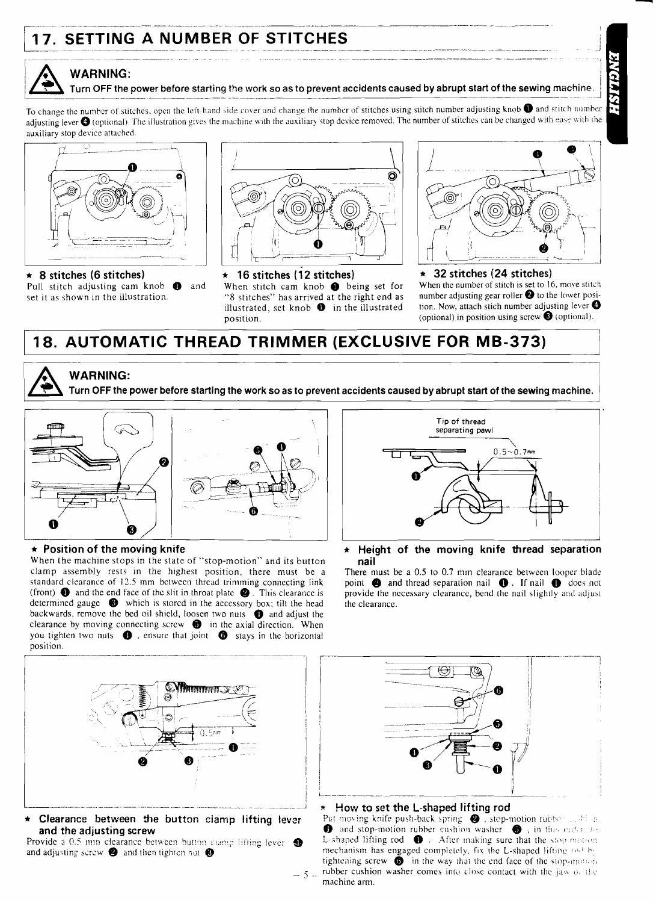## 17. SETTING A NUMBER OF STITCHES

**WARNING:**
**Turn OFF the power before starting the work so as to prevent accidents caused by abrupt start of the sewing machine.**

To change the number of stitches, open the left-hand side cover and change the number of stitches using stitch number adjusting knob ❶ and stitch number adjusting lever ❹ (optional). The illustration gives the machine with the auxiliary stop device removed. The number of stitches can be changed with ease with the auxiliary stop device attached.

**★ 8 stitches (6 stitches)**
Pull stitch adjusting cam knob ❶ and set it as shown in the illustration.

**★ 16 stitches (12 stitches)**
When stitch cam knob ❶ being set for "8 stitches" has arrived at the right end as illustrated, set knob ❶ in the illustrated position.

**★ 32 stitches (24 stitches)**
When the number of stitch is set to 16, move stitch number adjusting gear roller ❷ to the lower position. Now, attach stich number adjusting lever ❹ (optional) in position using screw ❸ (optional).

## 18. AUTOMATIC THREAD TRIMMER (EXCLUSIVE FOR MB-373)

**WARNING:**
**Turn OFF the power before starting the work so as to prevent accidents caused by abrupt start of the sewing machine.**

**★ Position of the moving knife**
When the machine stops in the state of "stop-motion" and its button clamp assembly rests in the highest position, there must be a standard clearance of 12.5 mm between thread trimming connecting link (front) ❶ and the end face of the slit in throat plate ❷. This clearance is determined gauge ❸ which is stored in the accessory box; tilt the head backwards, remove the bed oil shield, loosen two nuts ❹ and adjust the clearance by moving connecting screw ❺ in the axial direction. When you tighten two nuts ❹, ensure that joint ❻ stays in the horizontal position.

Tip of thread separating pawl

0.5~0.7mm

**★ Height of the moving knife thread separation nail**
There must be a 0.5 to 0.7 mm clearance between looper blade point ❷ and thread separation nail ❶. If nail ❶ does not provide the necessary clearance, bend the nail slightly and adjust the clearance.

0.5mm

**★ Clearance between the button clamp lifting lever and the adjusting screw**
Provide a 0.5 mm clearance between button clamp lifting lever ❶ and adjusting screw ❷ and then tighten nut ❸.

**★ How to set the L-shaped lifting rod**
Put moving knife push-back spring ❷, stop-motion rubber cushion ❶ and stop-motion rubber cushion washer ❺, in this order, to L-shaped lifting rod ❶. After making sure that the stop motion mechanism has engaged completely, fix the L-shaped lifting rod by tightening screw ❻ in the way that the end face of the stop-motion rubber cushion washer comes into close contact with the jaw of the machine arm.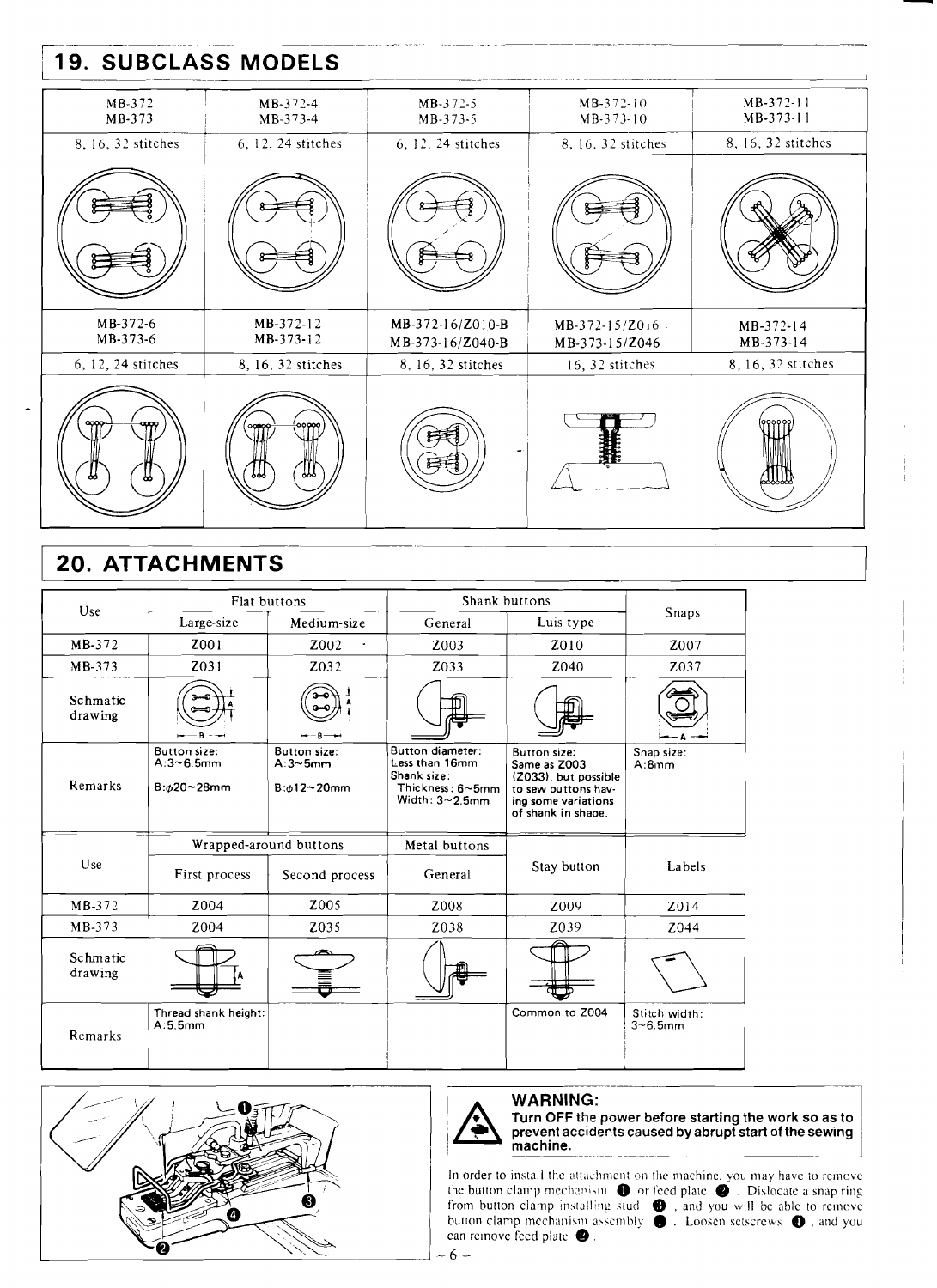## 19. SUBCLASS MODELS

| MB-372<br>MB-373 | MB-372-4<br>MB-373-4 | MB-372-5<br>MB-373-5 | MB-372-10<br>MB-373-10 | MB-372-11<br>MB-373-11 |
|---|---|---|---|---|
| 8, 16, 32 stitches | 6, 12, 24 stitches | 6, 12, 24 stitches | 8, 16, 32 stitches | 8, 16, 32 stitches |

| MB-372-6<br>MB-373-6 | MB-372-12<br>MB-373-12 | MB-372-16/Z010-B<br>MB-373-16/Z040-B | MB-372-15/Z016<br>MB-373-15/Z046 | MB-372-14<br>MB-373-14 |
|---|---|---|---|---|
| 6, 12, 24 stitches | 8, 16, 32 stitches | 8, 16, 32 stitches | 16, 32 stitches | 8, 16, 32 stitches |

## 20. ATTACHMENTS

| Use | Flat buttons | | Shank buttons | | Snaps |
|---|---|---|---|---|---|
| | Large-size | Medium-size | General | Luis type | |
| MB-372 | Z001 | Z002 | Z003 | Z010 | Z007 |
| MB-373 | Z031 | Z032 | Z033 | Z040 | Z037 |
| Schmatic drawing | | | | | |
| Remarks | Button size:<br>A:3~6.5mm<br>B:φ20~28mm | Button size:<br>A:3~5mm<br>B:φ12~20mm | Button diameter: Less than 16mm<br>Shank size:<br>Thickness: 6~5mm<br>Width: 3~2.5mm | Button size: Same as Z003 (Z033), but possible to sew buttons having some variations of shank in shape. | Snap size:<br>A:8mm |

| Use | Wrapped-around buttons | | Metal buttons | Stay button | Labels |
|---|---|---|---|---|---|
| | First process | Second process | General | | |
| MB-372 | Z004 | Z005 | Z008 | Z009 | Z014 |
| MB-373 | Z004 | Z035 | Z038 | Z039 | Z044 |
| Schmatic drawing | | | | | |
| Remarks | Thread shank height:<br>A:5.5mm | | | Common to Z004 | Stitch width:<br>3~6.5mm |

**WARNING:**
**Turn OFF the power before starting the work so as to prevent accidents caused by abrupt start of the sewing machine.**

In order to install the attachment on the machine, you may have to remove the button clamp mechanism ❶ or feed plate ❷. Dislocate a snap ring from button clamp installing stud ❸, and you will be able to remove button clamp mechanism assembly ❶. Loosen setscrews ❹, and you can remove feed plate ❷.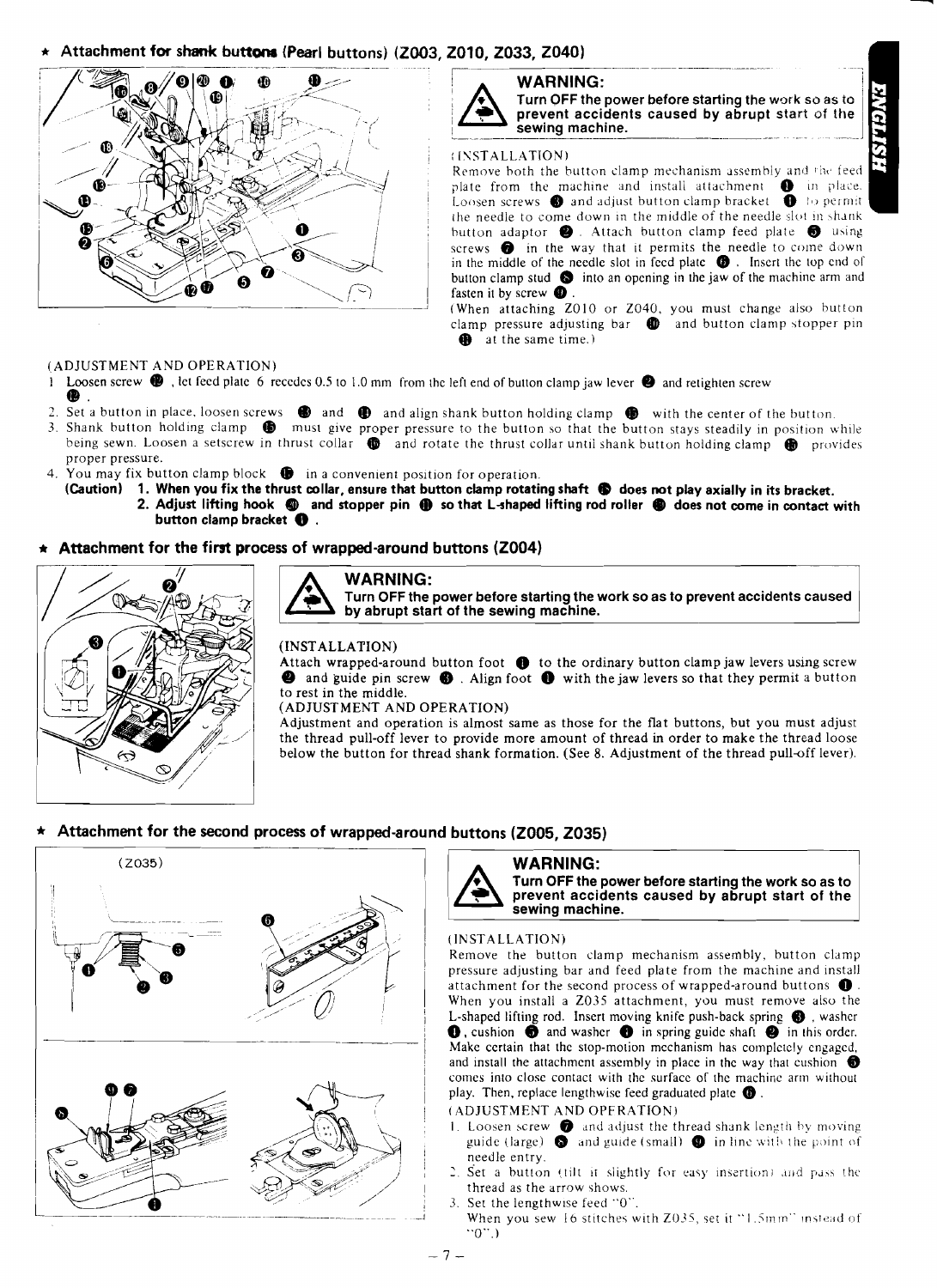## ★ Attachment for shank buttons (Pearl buttons) (Z003, Z010, Z033, Z040)

> **WARNING:**
> **Turn OFF the power before starting the work so as to prevent accidents caused by abrupt start of the sewing machine.**

(INSTALLATION)

Remove both the button clamp mechanism assembly and the feed plate from the machine and install attachment ❶ in place. Loosen screws ❸ and adjust button clamp bracket ❶ to permit the needle to come down in the middle of the needle slot in shank button adaptor ❷. Attach button clamp feed plate ❻ using screws ❼ in the way that it permits the needle to come down in the middle of the needle slot in feed plate ❻. Insert the top end of button clamp stud ❺ into an opening in the jaw of the machine arm and fasten it by screw ❹.

(When attaching Z010 or Z040, you must change also button clamp pressure adjusting bar ⓴ and button clamp stopper pin ⓫ at the same time.)

(ADJUSTMENT AND OPERATION)

1. Loosen screw ⓬, let feed plate 6 recedes 0.5 to 1.0 mm from the left end of button clamp jaw lever ❷ and retighten screw ⓬.
2. Set a button in place, loosen screws ⓭ and ⓮ and align shank button holding clamp ⓯ with the center of the button.
3. Shank button holding clamp ⓯ must give proper pressure to the button so that the button stays steadily in position while being sewn. Loosen a setscrew in thrust collar ⓰ and rotate the thrust collar until shank button holding clamp ⓯ provides proper pressure.
4. You may fix button clamp block ⓱ in a convenient position for operation.

**(Caution) 1. When you fix the thrust collar, ensure that button clamp rotating shaft ⓲ does not play axially in its bracket.**
**2. Adjust lifting hook ⓴ and stopper pin ⓫ so that L-shaped lifting rod roller ⓳ does not come in contact with button clamp bracket ❶.**

## ★ Attachment for the first process of wrapped-around buttons (Z004)

> **WARNING:**
> **Turn OFF the power before starting the work so as to prevent accidents caused by abrupt start of the sewing machine.**

(INSTALLATION)

Attach wrapped-around button foot ❶ to the ordinary button clamp jaw levers using screw ❷ and guide pin screw ❸. Align foot ❶ with the jaw levers so that they permit a button to rest in the middle.

(ADJUSTMENT AND OPERATION)

Adjustment and operation is almost same as those for the flat buttons, but you must adjust the thread pull-off lever to provide more amount of thread in order to make the thread loose below the button for thread shank formation. (See 8. Adjustment of the thread pull-off lever).

## ★ Attachment for the second process of wrapped-around buttons (Z005, Z035)

(Z035)

> **WARNING:**
> **Turn OFF the power before starting the work so as to prevent accidents caused by abrupt start of the sewing machine.**

(INSTALLATION)

Remove the button clamp mechanism assembly, button clamp pressure adjusting bar and feed plate from the machine and install attachment for the second process of wrapped-around buttons ❶. When you install a Z035 attachment, you must remove also the L-shaped lifting rod. Insert moving knife push-back spring ❸, washer ❶, cushion ❺ and washer ❶ in spring guide shaft ❷ in this order. Make certain that the stop-motion mechanism has completely engaged, and install the attachment assembly in place in the way that cushion ❺ comes into close contact with the surface of the machine arm without play. Then, replace lengthwise feed graduated plate ❻.

(ADJUSTMENT AND OPERATION)

1. Loosen screw ❼ and adjust the thread shank length by moving guide (large) ❽ and guide (small) ❾ in line with the point of needle entry.
2. Set a button (tilt it slightly for easy insertion) and pass the thread as the arrow shows.
3. Set the lengthwise feed "0".
   When you sew 16 stitches with Z035, set it "1.5mm" instead of "0".)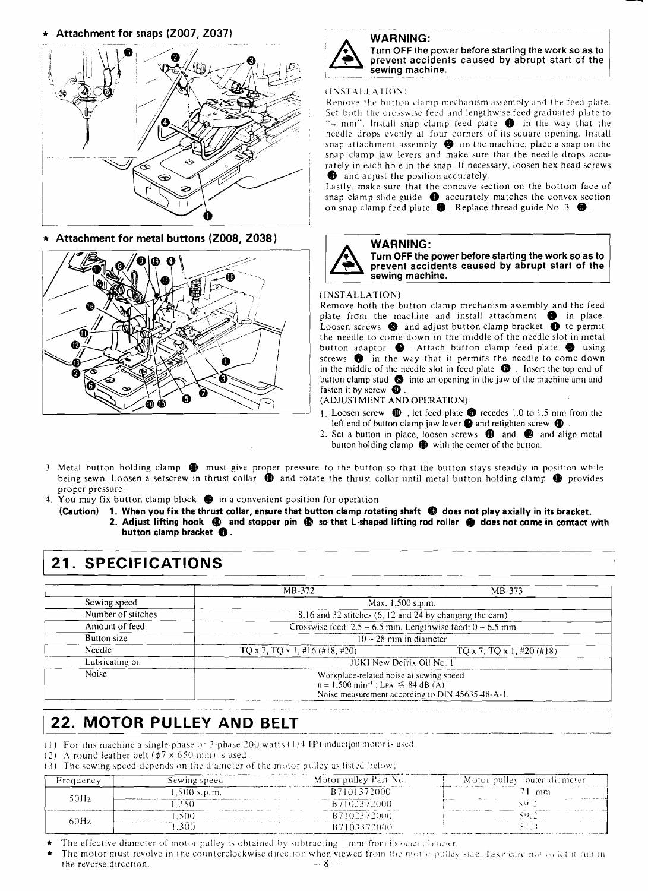★ **Attachment for snaps (Z007, Z037)**

> **WARNING:**
> **Turn OFF the power before starting the work so as to prevent accidents caused by abrupt start of the sewing machine.**

(INSTALLATION)

Remove the button clamp mechanism assembly and the feed plate. Set both the crosswise feed and lengthwise feed graduated plate to "4 mm". Install snap clamp feed plate ❶ in the way that the needle drops evenly at four corners of its square opening. Install snap attachment assembly ❷ on the machine, place a snap on the snap clamp jaw levers and make sure that the needle drops accurately in each hole in the snap. If necessary, loosen hex head screws ❸ and adjust the position accurately.

Lastly, make sure that the concave section on the bottom face of snap clamp slide guide ❹ accurately matches the convex section on snap clamp feed plate ❶. Replace thread guide No. 3 ❺.

★ **Attachment for metal buttons (Z008, Z038)**

> **WARNING:**
> **Turn OFF the power before starting the work so as to prevent accidents caused by abrupt start of the sewing machine.**

(INSTALLATION)

Remove both the button clamp mechanism assembly and the feed plate from the machine and install attachment ❶ in place. Loosen screws ❸ and adjust button clamp bracket ❹ to permit the needle to come down in the middle of the needle slot in metal button adaptor ❷. Attach button clamp feed plate ❻ using screws ❼ in the way that it permits the needle to come down in the middle of the needle slot in feed plate ❻. Insert the top end of button clamp stud ❽ into an opening in the jaw of the machine arm and fasten it by screw ❾.

(ADJUSTMENT AND OPERATION)

1. Loosen screw ❿, let feed plate ❻ recedes 1.0 to 1.5 mm from the left end of button clamp jaw lever ❷ and retighten screw ❿.
2. Set a button in place, loosen screws ⓫ and ⓬ and align metal button holding clamp ⓭ with the center of the button.
3. Metal button holding clamp ⓭ must give proper pressure to the button so that the button stays steadily in position while being sewn. Loosen a setscrew in thrust collar ⓮ and rotate the thrust collar until metal button holding clamp ⓭ provides proper pressure.
4. You may fix button clamp block ⓯ in a convenient position for operation.

**(Caution) 1. When you fix the thrust collar, ensure that button clamp rotating shaft ⓰ does not play axially in its bracket.**
**2. Adjust lifting hook ⓱ and stopper pin ⓲ so that L-shaped lifting rod roller ⓳ does not come in contact with button clamp bracket ❹.**

# 21. SPECIFICATIONS

| | MB-372 | MB-373 |
|---|---|---|
| Sewing speed | Max. 1,500 s.p.m. | |
| Number of stitches | 8,16 and 32 stitches (6, 12 and 24 by changing the cam) | |
| Amount of feed | Crosswise feed: 2.5 ~ 6.5 mm, Lengthwise feed: 0 ~ 6.5 mm | |
| Button size | 10 ~ 28 mm in diameter | |
| Needle | TQ x 7, TQ x 1, #16 (#18, #20) | TQ x 7, TQ x 1, #20 (#18) |
| Lubricating oil | JUKI New Defrix Oil No. 1 | |
| Noise | Workplace-related noise at sewing speed $n = 1{,}500\ min^{-1}$ : $L_{PA} \leqq 84$ dB (A) Noise measurement according to DIN 45635-48-A-1. | |

# 22. MOTOR PULLEY AND BELT

(1) For this machine a single-phase or 3-phase 200 watts (1/4 HP) induction motor is used.
(2) A round leather belt ($\phi$7 x 650 mm) is used.
(3) The sewing speed depends on the diameter of the motor pulley as listed below;

| Frequency | Sewing speed | Motor pulley Part No. | Motor pulley outer diameter |
|---|---|---|---|
| 50Hz | 1,500 s.p.m. | B7101372000 | 71 mm |
| | 1,250 | B7102372000 | 59.2 |
| 60Hz | 1,500 | B7102372000 | 59.2 |
| | 1,300 | B7103372000 | 51.3 |

★ The effective diameter of motor pulley is obtained by subtracting 1 mm from its outer diameter.
★ The motor must revolve in the counterclockwise direction when viewed from the motor pulley side. Take care not to let it run in the reverse direction.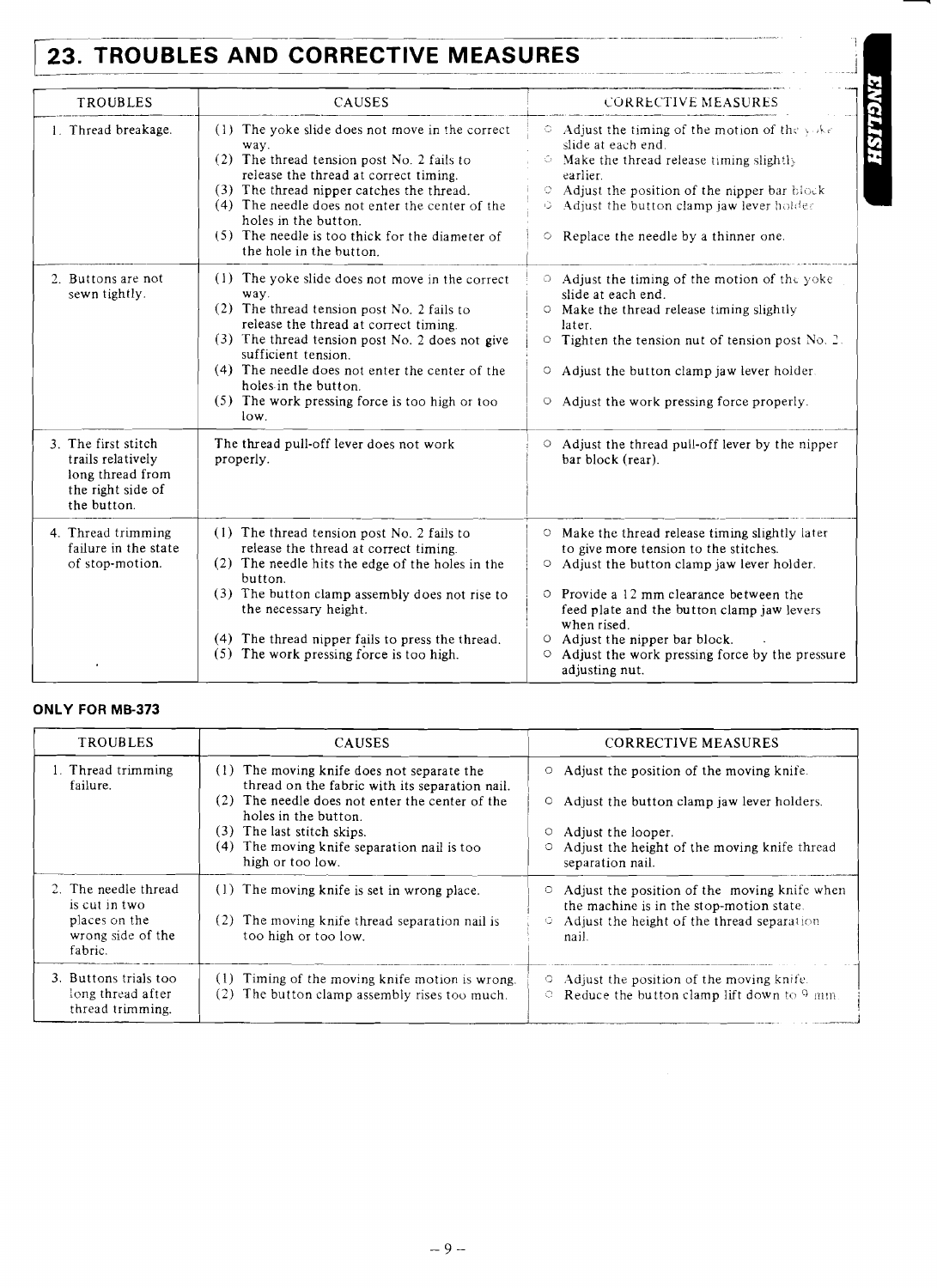## 23. TROUBLES AND CORRECTIVE MEASURES

| TROUBLES | CAUSES | CORRECTIVE MEASURES |
| --- | --- | --- |
| 1. Thread breakage. | (1) The yoke slide does not move in the correct way.<br>(2) The thread tension post No. 2 fails to release the thread at correct timing.<br>(3) The thread nipper catches the thread.<br>(4) The needle does not enter the center of the holes in the button.<br>(5) The needle is too thick for the diameter of the hole in the button. | ○ Adjust the timing of the motion of the yoke slide at each end.<br>○ Make the thread release timing slightly earlier.<br>○ Adjust the position of the nipper bar block.<br>○ Adjust the button clamp jaw lever holder.<br>○ Replace the needle by a thinner one. |
| 2. Buttons are not sewn tightly. | (1) The yoke slide does not move in the correct way.<br>(2) The thread tension post No. 2 fails to release the thread at correct timing.<br>(3) The thread tension post No. 2 does not give sufficient tension.<br>(4) The needle does not enter the center of the holes in the button.<br>(5) The work pressing force is too high or too low. | ○ Adjust the timing of the motion of the yoke slide at each end.<br>○ Make the thread release timing slightly later.<br>○ Tighten the tension nut of tension post No. 2.<br>○ Adjust the button clamp jaw lever holder.<br>○ Adjust the work pressing force properly. |
| 3. The first stitch trails relatively long thread from the right side of the button. | The thread pull-off lever does not work properly. | ○ Adjust the thread pull-off lever by the nipper bar block (rear). |
| 4. Thread trimming failure in the state of stop-motion. | (1) The thread tension post No. 2 fails to release the thread at correct timing.<br>(2) The needle hits the edge of the holes in the button.<br>(3) The button clamp assembly does not rise to the necessary height.<br>(4) The thread nipper fails to press the thread.<br>(5) The work pressing force is too high. | ○ Make the thread release timing slightly later to give more tension to the stitches.<br>○ Adjust the button clamp jaw lever holder.<br>○ Provide a 12 mm clearance between the feed plate and the button clamp jaw levers when rised.<br>○ Adjust the nipper bar block.<br>○ Adjust the work pressing force by the pressure adjusting nut. |

**ONLY FOR MB-373**

| TROUBLES | CAUSES | CORRECTIVE MEASURES |
| --- | --- | --- |
| 1. Thread trimming failure. | (1) The moving knife does not separate the thread on the fabric with its separation nail.<br>(2) The needle does not enter the center of the holes in the button.<br>(3) The last stitch skips.<br>(4) The moving knife separation nail is too high or too low. | ○ Adjust the position of the moving knife.<br>○ Adjust the button clamp jaw lever holders.<br>○ Adjust the looper.<br>○ Adjust the height of the moving knife thread separation nail. |
| 2. The needle thread is cut in two places on the wrong side of the fabric. | (1) The moving knife is set in wrong place.<br>(2) The moving knife thread separation nail is too high or too low. | ○ Adjust the position of the moving knife when the machine is in the stop-motion state.<br>○ Adjust the height of the thread separation nail. |
| 3. Buttons trials too long thread after thread trimming. | (1) Timing of the moving knife motion is wrong.<br>(2) The button clamp assembly rises too much. | ○ Adjust the position of the moving knife.<br>○ Reduce the button clamp lift down to 9 mm |